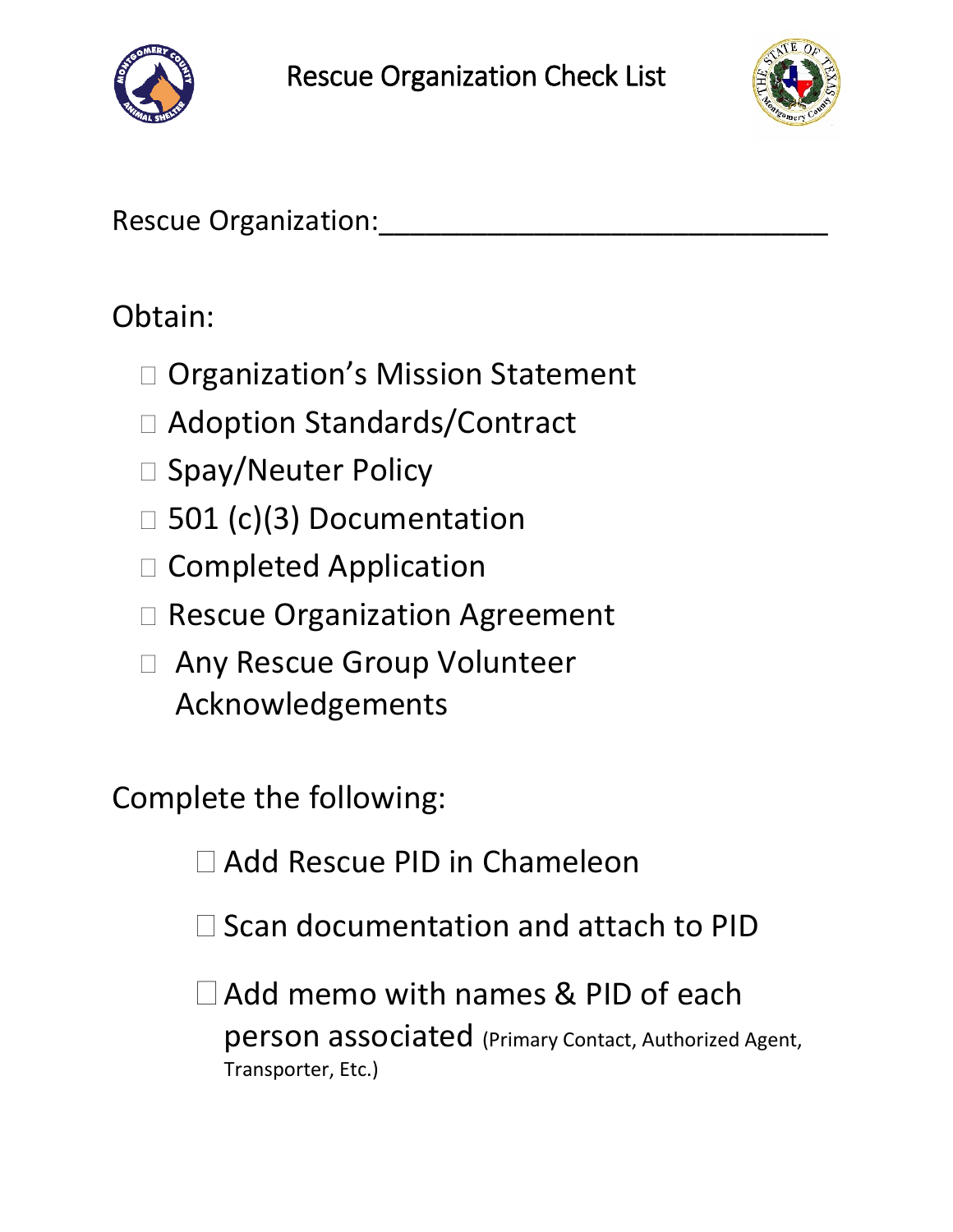# Rescue Organization Check List

Rescue Organization:______________________________

Obtain:

- ☐ Organization's Mission Statement
- ☐ Adoption Standards/Contract
- ☐ Spay/Neuter Policy
- ☐ 501 (c)(3) Documentation
- ☐ Completed Application
- ☐ Rescue Organization Agreement
- ☐ Any Rescue Group Volunteer Acknowledgements

Complete the following:

- ☐ Add Rescue PID in Chameleon
- ☐ Scan documentation and attach to PID
- ☐ Add memo with names & PID of each person associated (Primary Contact, Authorized Agent, Transporter, Etc.)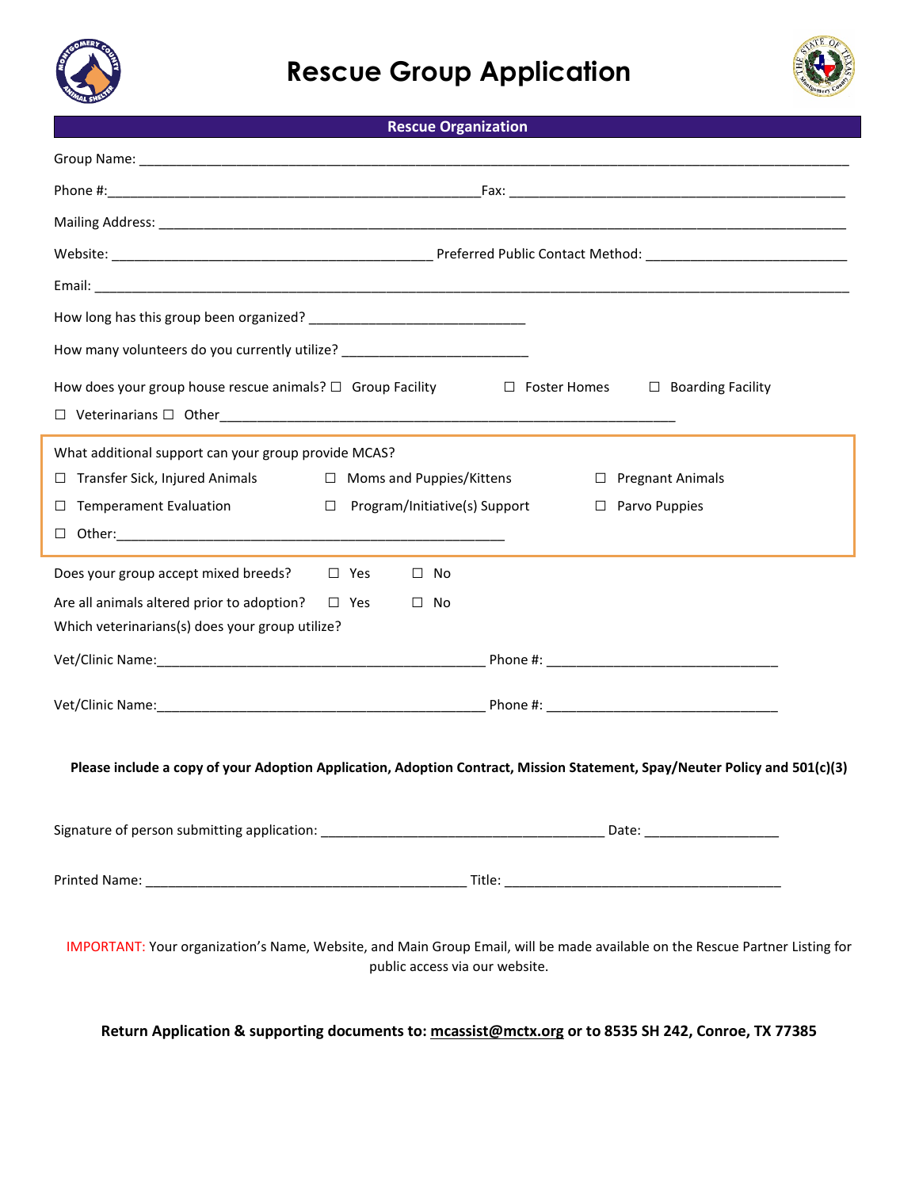# Rescue Group Application

## Rescue Organization

Group Name: ____________________________________________________________

Phone #: ______________________________ Fax: ______________________________

Mailing Address: ____________________________________________________________

Website: ______________________________ Preferred Public Contact Method: ____________________

Email: ____________________________________________________________

How long has this group been organized? ______________________________

How many volunteers do you currently utilize? ______________________________

How does your group house rescue animals? ☐ Group Facility ☐ Foster Homes ☐ Boarding Facility

☐ Veterinarians ☐ Other______________________________________________

What additional support can your group provide MCAS?

☐ Transfer Sick, Injured Animals ☐ Moms and Puppies/Kittens ☐ Pregnant Animals

☐ Temperament Evaluation ☐ Program/Initiative(s) Support ☐ Parvo Puppies

☐ Other:______________________________________________

Does your group accept mixed breeds? ☐ Yes ☐ No

Are all animals altered prior to adoption? ☐ Yes ☐ No

Which veterinarians(s) does your group utilize?

Vet/Clinic Name:______________________________ Phone #: ______________________________

Vet/Clinic Name:______________________________ Phone #: ______________________________

**Please include a copy of your Adoption Application, Adoption Contract, Mission Statement, Spay/Neuter Policy and 501(c)(3)**

Signature of person submitting application: ______________________________ Date: __________________

Printed Name: ______________________________ Title: ______________________________

IMPORTANT: Your organization's Name, Website, and Main Group Email, will be made available on the Rescue Partner Listing for public access via our website.

**Return Application & supporting documents to: mcassist@mctx.org or to 8535 SH 242, Conroe, TX 77385**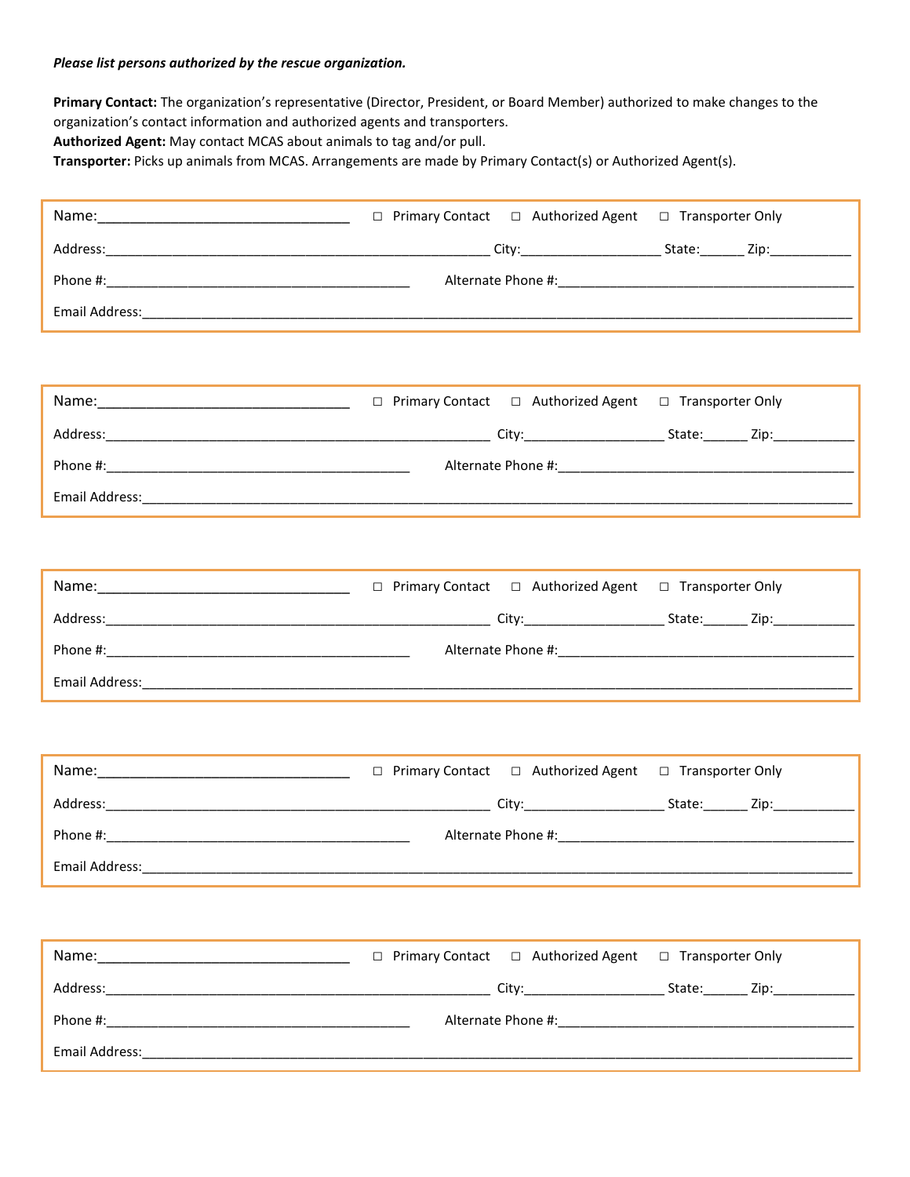***Please list persons authorized by the rescue organization.***

**Primary Contact:** The organization's representative (Director, President, or Board Member) authorized to make changes to the organization's contact information and authorized agents and transporters.
**Authorized Agent:** May contact MCAS about animals to tag and/or pull.
**Transporter:** Picks up animals from MCAS. Arrangements are made by Primary Contact(s) or Authorized Agent(s).

Name:_______________________________ ☐ Primary Contact ☐ Authorized Agent ☐ Transporter Only

Address:_______________________________________________ City:_________________ State:_____ Zip:__________

Phone #:_____________________________________ Alternate Phone #:____________________________________

Email Address:_____________________________________________________________________________________

---

Name:_______________________________ ☐ Primary Contact ☐ Authorized Agent ☐ Transporter Only

Address:_______________________________________________ City:_________________ State:_____ Zip:__________

Phone #:_____________________________________ Alternate Phone #:____________________________________

Email Address:_____________________________________________________________________________________

---

Name:_______________________________ ☐ Primary Contact ☐ Authorized Agent ☐ Transporter Only

Address:_______________________________________________ City:_________________ State:_____ Zip:__________

Phone #:_____________________________________ Alternate Phone #:____________________________________

Email Address:_____________________________________________________________________________________

---

Name:_______________________________ ☐ Primary Contact ☐ Authorized Agent ☐ Transporter Only

Address:_______________________________________________ City:_________________ State:_____ Zip:__________

Phone #:_____________________________________ Alternate Phone #:____________________________________

Email Address:_____________________________________________________________________________________

---

Name:_______________________________ ☐ Primary Contact ☐ Authorized Agent ☐ Transporter Only

Address:_______________________________________________ City:_________________ State:_____ Zip:__________

Phone #:_____________________________________ Alternate Phone #:____________________________________

Email Address:_____________________________________________________________________________________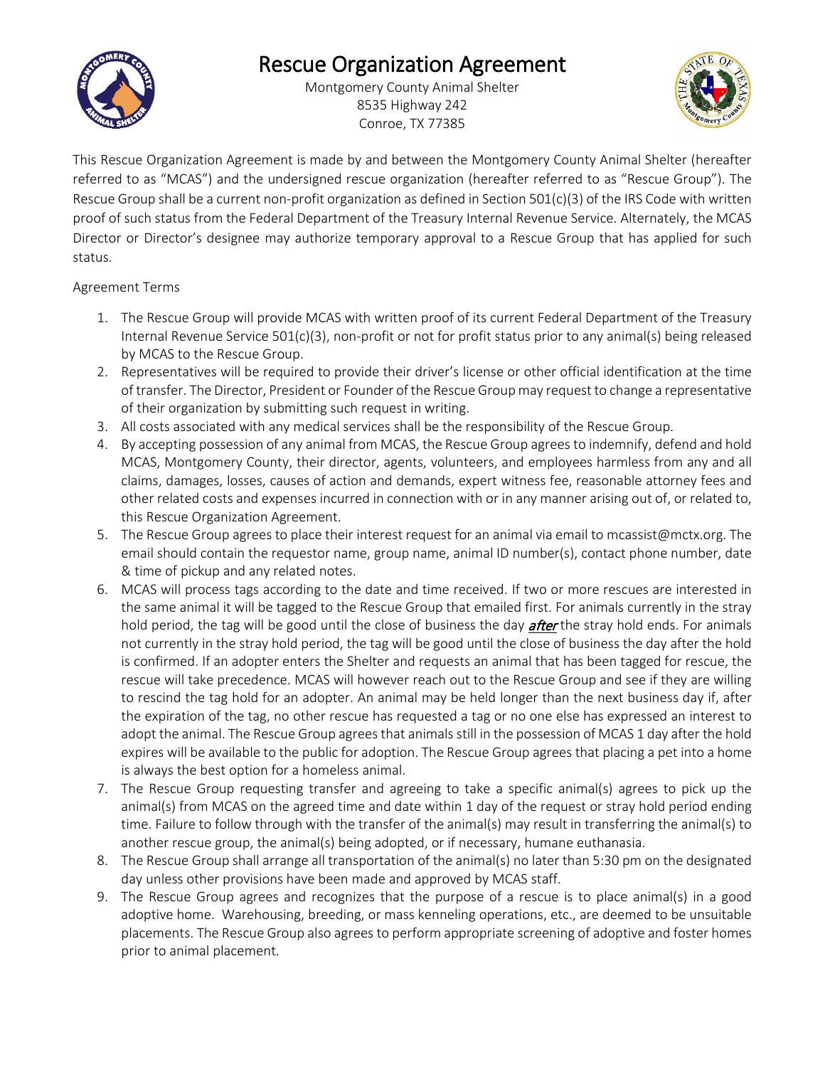# Rescue Organization Agreement

Montgomery County Animal Shelter
8535 Highway 242
Conroe, TX 77385

This Rescue Organization Agreement is made by and between the Montgomery County Animal Shelter (hereafter referred to as "MCAS") and the undersigned rescue organization (hereafter referred to as "Rescue Group"). The Rescue Group shall be a current non-profit organization as defined in Section 501(c)(3) of the IRS Code with written proof of such status from the Federal Department of the Treasury Internal Revenue Service. Alternately, the MCAS Director or Director's designee may authorize temporary approval to a Rescue Group that has applied for such status.

Agreement Terms

1. The Rescue Group will provide MCAS with written proof of its current Federal Department of the Treasury Internal Revenue Service 501(c)(3), non-profit or not for profit status prior to any animal(s) being released by MCAS to the Rescue Group.
2. Representatives will be required to provide their driver's license or other official identification at the time of transfer. The Director, President or Founder of the Rescue Group may request to change a representative of their organization by submitting such request in writing.
3. All costs associated with any medical services shall be the responsibility of the Rescue Group.
4. By accepting possession of any animal from MCAS, the Rescue Group agrees to indemnify, defend and hold MCAS, Montgomery County, their director, agents, volunteers, and employees harmless from any and all claims, damages, losses, causes of action and demands, expert witness fee, reasonable attorney fees and other related costs and expenses incurred in connection with or in any manner arising out of, or related to, this Rescue Organization Agreement.
5. The Rescue Group agrees to place their interest request for an animal via email to mcassist@mctx.org. The email should contain the requestor name, group name, animal ID number(s), contact phone number, date & time of pickup and any related notes.
6. MCAS will process tags according to the date and time received. If two or more rescues are interested in the same animal it will be tagged to the Rescue Group that emailed first. For animals currently in the stray hold period, the tag will be good until the close of business the day ***after*** the stray hold ends. For animals not currently in the stray hold period, the tag will be good until the close of business the day after the hold is confirmed. If an adopter enters the Shelter and requests an animal that has been tagged for rescue, the rescue will take precedence. MCAS will however reach out to the Rescue Group and see if they are willing to rescind the tag hold for an adopter. An animal may be held longer than the next business day if, after the expiration of the tag, no other rescue has requested a tag or no one else has expressed an interest to adopt the animal. The Rescue Group agrees that animals still in the possession of MCAS 1 day after the hold expires will be available to the public for adoption. The Rescue Group agrees that placing a pet into a home is always the best option for a homeless animal.
7. The Rescue Group requesting transfer and agreeing to take a specific animal(s) agrees to pick up the animal(s) from MCAS on the agreed time and date within 1 day of the request or stray hold period ending time. Failure to follow through with the transfer of the animal(s) may result in transferring the animal(s) to another rescue group, the animal(s) being adopted, or if necessary, humane euthanasia.
8. The Rescue Group shall arrange all transportation of the animal(s) no later than 5:30 pm on the designated day unless other provisions have been made and approved by MCAS staff.
9. The Rescue Group agrees and recognizes that the purpose of a rescue is to place animal(s) in a good adoptive home. Warehousing, breeding, or mass kenneling operations, etc., are deemed to be unsuitable placements. The Rescue Group also agrees to perform appropriate screening of adoptive and foster homes prior to animal placement.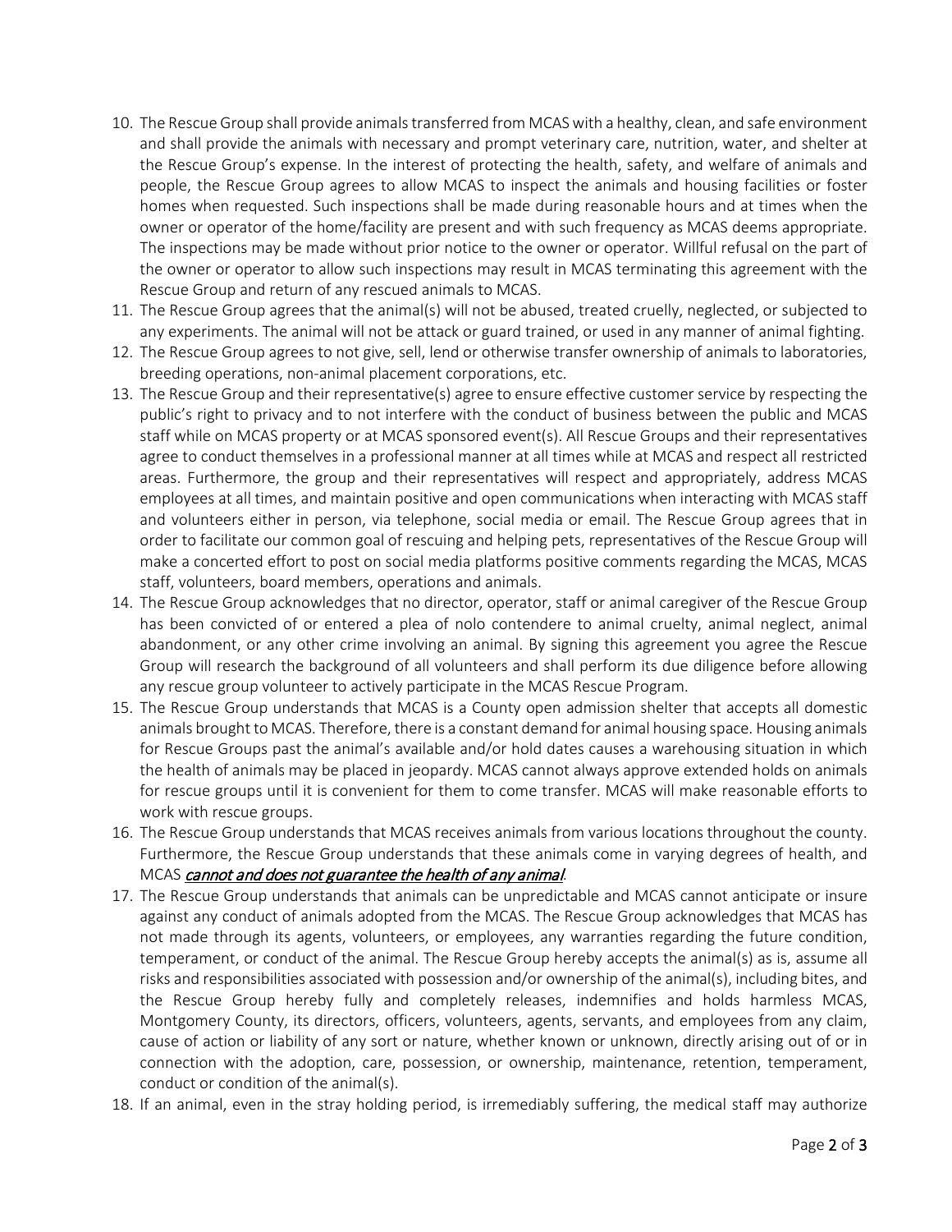10. The Rescue Group shall provide animals transferred from MCAS with a healthy, clean, and safe environment and shall provide the animals with necessary and prompt veterinary care, nutrition, water, and shelter at the Rescue Group's expense. In the interest of protecting the health, safety, and welfare of animals and people, the Rescue Group agrees to allow MCAS to inspect the animals and housing facilities or foster homes when requested. Such inspections shall be made during reasonable hours and at times when the owner or operator of the home/facility are present and with such frequency as MCAS deems appropriate. The inspections may be made without prior notice to the owner or operator. Willful refusal on the part of the owner or operator to allow such inspections may result in MCAS terminating this agreement with the Rescue Group and return of any rescued animals to MCAS.
11. The Rescue Group agrees that the animal(s) will not be abused, treated cruelly, neglected, or subjected to any experiments. The animal will not be attack or guard trained, or used in any manner of animal fighting.
12. The Rescue Group agrees to not give, sell, lend or otherwise transfer ownership of animals to laboratories, breeding operations, non-animal placement corporations, etc.
13. The Rescue Group and their representative(s) agree to ensure effective customer service by respecting the public's right to privacy and to not interfere with the conduct of business between the public and MCAS staff while on MCAS property or at MCAS sponsored event(s). All Rescue Groups and their representatives agree to conduct themselves in a professional manner at all times while at MCAS and respect all restricted areas. Furthermore, the group and their representatives will respect and appropriately, address MCAS employees at all times, and maintain positive and open communications when interacting with MCAS staff and volunteers either in person, via telephone, social media or email. The Rescue Group agrees that in order to facilitate our common goal of rescuing and helping pets, representatives of the Rescue Group will make a concerted effort to post on social media platforms positive comments regarding the MCAS, MCAS staff, volunteers, board members, operations and animals.
14. The Rescue Group acknowledges that no director, operator, staff or animal caregiver of the Rescue Group has been convicted of or entered a plea of nolo contendere to animal cruelty, animal neglect, animal abandonment, or any other crime involving an animal. By signing this agreement you agree the Rescue Group will research the background of all volunteers and shall perform its due diligence before allowing any rescue group volunteer to actively participate in the MCAS Rescue Program.
15. The Rescue Group understands that MCAS is a County open admission shelter that accepts all domestic animals brought to MCAS. Therefore, there is a constant demand for animal housing space. Housing animals for Rescue Groups past the animal's available and/or hold dates causes a warehousing situation in which the health of animals may be placed in jeopardy. MCAS cannot always approve extended holds on animals for rescue groups until it is convenient for them to come transfer. MCAS will make reasonable efforts to work with rescue groups.
16. The Rescue Group understands that MCAS receives animals from various locations throughout the county. Furthermore, the Rescue Group understands that these animals come in varying degrees of health, and MCAS ***cannot and does not guarantee the health of any animal***.
17. The Rescue Group understands that animals can be unpredictable and MCAS cannot anticipate or insure against any conduct of animals adopted from the MCAS. The Rescue Group acknowledges that MCAS has not made through its agents, volunteers, or employees, any warranties regarding the future condition, temperament, or conduct of the animal. The Rescue Group hereby accepts the animal(s) as is, assume all risks and responsibilities associated with possession and/or ownership of the animal(s), including bites, and the Rescue Group hereby fully and completely releases, indemnifies and holds harmless MCAS, Montgomery County, its directors, officers, volunteers, agents, servants, and employees from any claim, cause of action or liability of any sort or nature, whether known or unknown, directly arising out of or in connection with the adoption, care, possession, or ownership, maintenance, retention, temperament, conduct or condition of the animal(s).
18. If an animal, even in the stray holding period, is irremediably suffering, the medical staff may authorize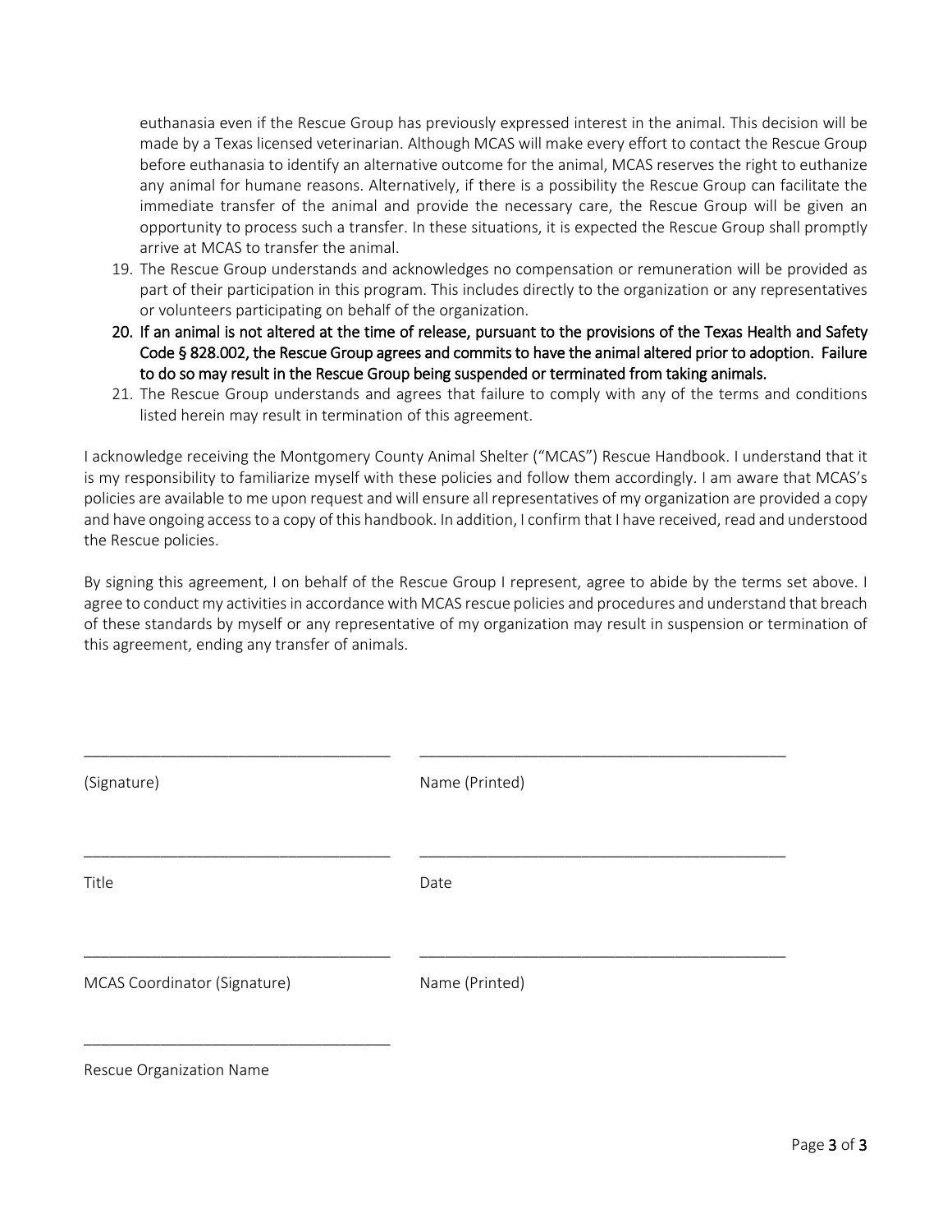euthanasia even if the Rescue Group has previously expressed interest in the animal. This decision will be made by a Texas licensed veterinarian. Although MCAS will make every effort to contact the Rescue Group before euthanasia to identify an alternative outcome for the animal, MCAS reserves the right to euthanize any animal for humane reasons. Alternatively, if there is a possibility the Rescue Group can facilitate the immediate transfer of the animal and provide the necessary care, the Rescue Group will be given an opportunity to process such a transfer. In these situations, it is expected the Rescue Group shall promptly arrive at MCAS to transfer the animal.

19. The Rescue Group understands and acknowledges no compensation or remuneration will be provided as part of their participation in this program. This includes directly to the organization or any representatives or volunteers participating on behalf of the organization.
20. If an animal is not altered at the time of release, pursuant to the provisions of the Texas Health and Safety Code § 828.002, the Rescue Group agrees and commits to have the animal altered prior to adoption. Failure to do so may result in the Rescue Group being suspended or terminated from taking animals.
21. The Rescue Group understands and agrees that failure to comply with any of the terms and conditions listed herein may result in termination of this agreement.

I acknowledge receiving the Montgomery County Animal Shelter ("MCAS") Rescue Handbook. I understand that it is my responsibility to familiarize myself with these policies and follow them accordingly. I am aware that MCAS's policies are available to me upon request and will ensure all representatives of my organization are provided a copy and have ongoing access to a copy of this handbook. In addition, I confirm that I have received, read and understood the Rescue policies.

By signing this agreement, I on behalf of the Rescue Group I represent, agree to abide by the terms set above. I agree to conduct my activities in accordance with MCAS rescue policies and procedures and understand that breach of these standards by myself or any representative of my organization may result in suspension or termination of this agreement, ending any transfer of animals.

\_\_\_\_\_\_\_\_\_\_\_\_\_\_\_\_\_\_\_\_\_\_\_\_\_\_\_\_\_\_\_\_\_\_\_ \_\_\_\_\_\_\_\_\_\_\_\_\_\_\_\_\_\_\_\_\_\_\_\_\_\_\_\_\_\_\_\_\_\_\_\_\_\_\_\_\_\_\_

(Signature) Name (Printed)

\_\_\_\_\_\_\_\_\_\_\_\_\_\_\_\_\_\_\_\_\_\_\_\_\_\_\_\_\_\_\_\_\_\_\_ \_\_\_\_\_\_\_\_\_\_\_\_\_\_\_\_\_\_\_\_\_\_\_\_\_\_\_\_\_\_\_\_\_\_\_\_\_\_\_\_\_\_\_

Title Date

\_\_\_\_\_\_\_\_\_\_\_\_\_\_\_\_\_\_\_\_\_\_\_\_\_\_\_\_\_\_\_\_\_\_\_ \_\_\_\_\_\_\_\_\_\_\_\_\_\_\_\_\_\_\_\_\_\_\_\_\_\_\_\_\_\_\_\_\_\_\_\_\_\_\_\_\_\_\_

MCAS Coordinator (Signature) Name (Printed)

\_\_\_\_\_\_\_\_\_\_\_\_\_\_\_\_\_\_\_\_\_\_\_\_\_\_\_\_\_\_\_\_\_\_\_

Rescue Organization Name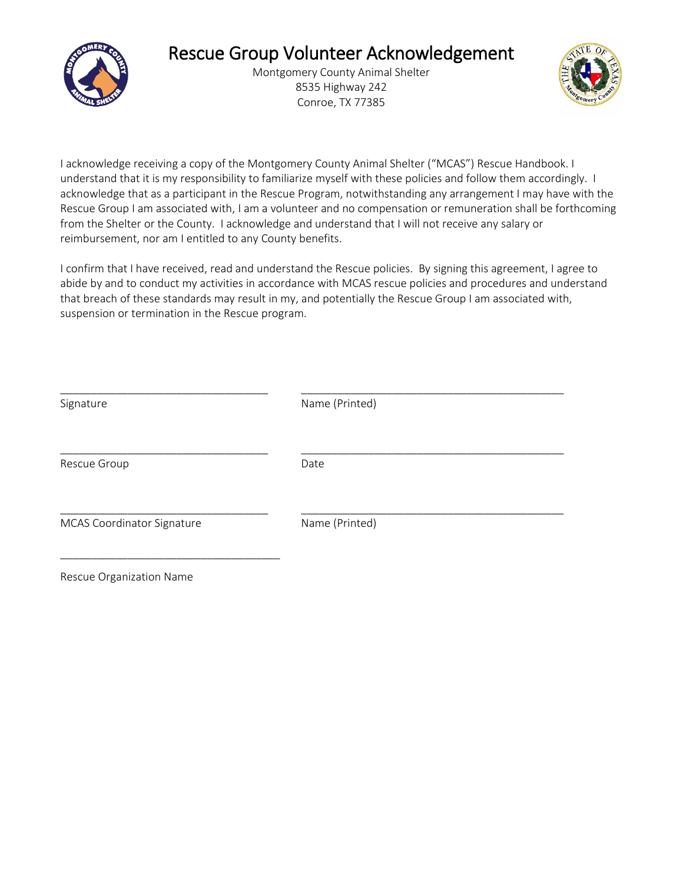# Rescue Group Volunteer Acknowledgement

Montgomery County Animal Shelter
8535 Highway 242
Conroe, TX 77385

I acknowledge receiving a copy of the Montgomery County Animal Shelter ("MCAS") Rescue Handbook. I understand that it is my responsibility to familiarize myself with these policies and follow them accordingly. I acknowledge that as a participant in the Rescue Program, notwithstanding any arrangement I may have with the Rescue Group I am associated with, I am a volunteer and no compensation or remuneration shall be forthcoming from the Shelter or the County. I acknowledge and understand that I will not receive any salary or reimbursement, nor am I entitled to any County benefits.

I confirm that I have received, read and understand the Rescue policies. By signing this agreement, I agree to abide by and to conduct my activities in accordance with MCAS rescue policies and procedures and understand that breach of these standards may result in my, and potentially the Rescue Group I am associated with, suspension or termination in the Rescue program.

_________________________________ Signature

_________________________________ Name (Printed)

_________________________________ Rescue Group

_________________________________ Date

_________________________________ MCAS Coordinator Signature

_________________________________ Name (Printed)

_________________________________ Rescue Organization Name